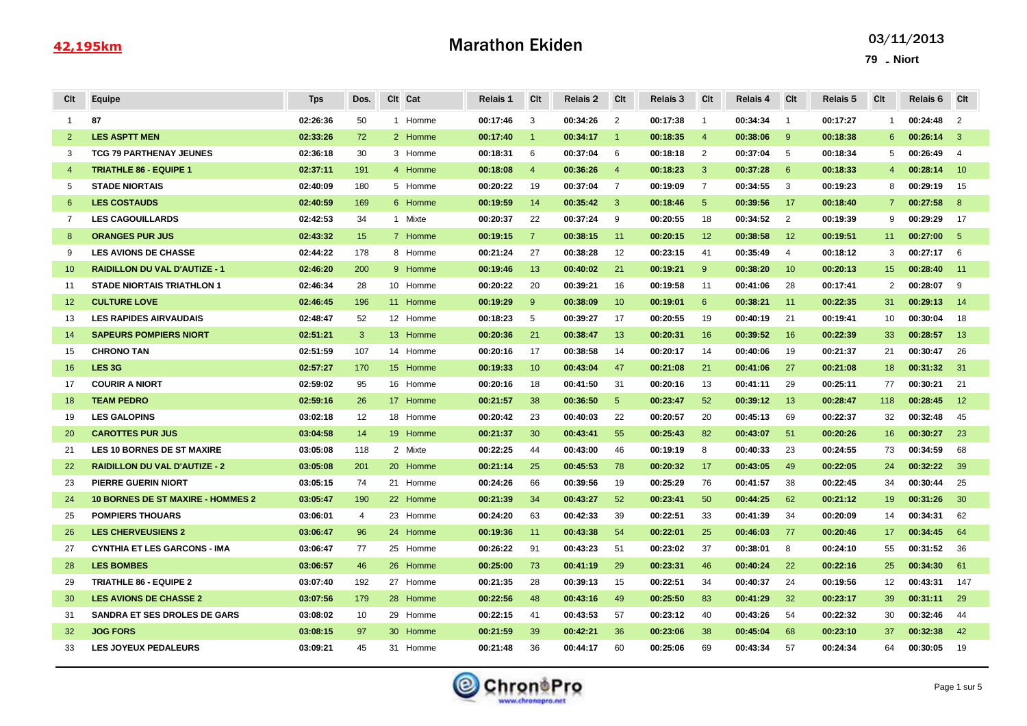**42,195km**

# Marathon Ekiden

03/11/2013

79 - Niort

| Clt | Equipe | Tps | Dos. | Clt | Cat | Relais 1 | Clt | Relais 2 | Clt | Relais 3 | Clt | Relais 4 | Clt | Relais 5 | Clt | Relais 6 | Clt |
|---|---|---|---|---|---|---|---|---|---|---|---|---|---|---|---|---|---|
| 1 | 87 | 02:26:36 | 50 | 1 | Homme | 00:17:46 | 3 | 00:34:26 | 2 | 00:17:38 | 1 | 00:34:34 | 1 | 00:17:27 | 1 | 00:24:48 | 2 |
| 2 | LES ASPTT MEN | 02:33:26 | 72 | 2 | Homme | 00:17:40 | 1 | 00:34:17 | 1 | 00:18:35 | 4 | 00:38:06 | 9 | 00:18:38 | 6 | 00:26:14 | 3 |
| 3 | TCG 79 PARTHENAY JEUNES | 02:36:18 | 30 | 3 | Homme | 00:18:31 | 6 | 00:37:04 | 6 | 00:18:18 | 2 | 00:37:04 | 5 | 00:18:34 | 5 | 00:26:49 | 4 |
| 4 | TRIATHLE 86 - EQUIPE 1 | 02:37:11 | 191 | 4 | Homme | 00:18:08 | 4 | 00:36:26 | 4 | 00:18:23 | 3 | 00:37:28 | 6 | 00:18:33 | 4 | 00:28:14 | 10 |
| 5 | STADE NIORTAIS | 02:40:09 | 180 | 5 | Homme | 00:20:22 | 19 | 00:37:04 | 7 | 00:19:09 | 7 | 00:34:55 | 3 | 00:19:23 | 8 | 00:29:19 | 15 |
| 6 | LES COSTAUDS | 02:40:59 | 169 | 6 | Homme | 00:19:59 | 14 | 00:35:42 | 3 | 00:18:46 | 5 | 00:39:56 | 17 | 00:18:40 | 7 | 00:27:58 | 8 |
| 7 | LES CAGOUILLARDS | 02:42:53 | 34 | 1 | Mixte | 00:20:37 | 22 | 00:37:24 | 9 | 00:20:55 | 18 | 00:34:52 | 2 | 00:19:39 | 9 | 00:29:29 | 17 |
| 8 | ORANGES PUR JUS | 02:43:32 | 15 | 7 | Homme | 00:19:15 | 7 | 00:38:15 | 11 | 00:20:15 | 12 | 00:38:58 | 12 | 00:19:51 | 11 | 00:27:00 | 5 |
| 9 | LES AVIONS DE CHASSE | 02:44:22 | 178 | 8 | Homme | 00:21:24 | 27 | 00:38:28 | 12 | 00:23:15 | 41 | 00:35:49 | 4 | 00:18:12 | 3 | 00:27:17 | 6 |
| 10 | RAIDILLON DU VAL D'AUTIZE - 1 | 02:46:20 | 200 | 9 | Homme | 00:19:46 | 13 | 00:40:02 | 21 | 00:19:21 | 9 | 00:38:20 | 10 | 00:20:13 | 15 | 00:28:40 | 11 |
| 11 | STADE NIORTAIS TRIATHLON 1 | 02:46:34 | 28 | 10 | Homme | 00:20:22 | 20 | 00:39:21 | 16 | 00:19:58 | 11 | 00:41:06 | 28 | 00:17:41 | 2 | 00:28:07 | 9 |
| 12 | CULTURE LOVE | 02:46:45 | 196 | 11 | Homme | 00:19:29 | 9 | 00:38:09 | 10 | 00:19:01 | 6 | 00:38:21 | 11 | 00:22:35 | 31 | 00:29:13 | 14 |
| 13 | LES RAPIDES AIRVAUDAIS | 02:48:47 | 52 | 12 | Homme | 00:18:23 | 5 | 00:39:27 | 17 | 00:20:55 | 19 | 00:40:19 | 21 | 00:19:41 | 10 | 00:30:04 | 18 |
| 14 | SAPEURS POMPIERS NIORT | 02:51:21 | 3 | 13 | Homme | 00:20:36 | 21 | 00:38:47 | 13 | 00:20:31 | 16 | 00:39:52 | 16 | 00:22:39 | 33 | 00:28:57 | 13 |
| 15 | CHRONO TAN | 02:51:59 | 107 | 14 | Homme | 00:20:16 | 17 | 00:38:58 | 14 | 00:20:17 | 14 | 00:40:06 | 19 | 00:21:37 | 21 | 00:30:47 | 26 |
| 16 | LES 3G | 02:57:27 | 170 | 15 | Homme | 00:19:33 | 10 | 00:43:04 | 47 | 00:21:08 | 21 | 00:41:06 | 27 | 00:21:08 | 18 | 00:31:32 | 31 |
| 17 | COURIR A NIORT | 02:59:02 | 95 | 16 | Homme | 00:20:16 | 18 | 00:41:50 | 31 | 00:20:16 | 13 | 00:41:11 | 29 | 00:25:11 | 77 | 00:30:21 | 21 |
| 18 | TEAM PEDRO | 02:59:16 | 26 | 17 | Homme | 00:21:57 | 38 | 00:36:50 | 5 | 00:23:47 | 52 | 00:39:12 | 13 | 00:28:47 | 118 | 00:28:45 | 12 |
| 19 | LES GALOPINS | 03:02:18 | 12 | 18 | Homme | 00:20:42 | 23 | 00:40:03 | 22 | 00:20:57 | 20 | 00:45:13 | 69 | 00:22:37 | 32 | 00:32:48 | 45 |
| 20 | CAROTTES PUR JUS | 03:04:58 | 14 | 19 | Homme | 00:21:37 | 30 | 00:43:41 | 55 | 00:25:43 | 82 | 00:43:07 | 51 | 00:20:26 | 16 | 00:30:27 | 23 |
| 21 | LES 10 BORNES DE ST MAXIRE | 03:05:08 | 118 | 2 | Mixte | 00:22:25 | 44 | 00:43:00 | 46 | 00:19:19 | 8 | 00:40:33 | 23 | 00:24:55 | 73 | 00:34:59 | 68 |
| 22 | RAIDILLON DU VAL D'AUTIZE - 2 | 03:05:08 | 201 | 20 | Homme | 00:21:14 | 25 | 00:45:53 | 78 | 00:20:32 | 17 | 00:43:05 | 49 | 00:22:05 | 24 | 00:32:22 | 39 |
| 23 | PIERRE GUERIN NIORT | 03:05:15 | 74 | 21 | Homme | 00:24:26 | 66 | 00:39:56 | 19 | 00:25:29 | 76 | 00:41:57 | 38 | 00:22:45 | 34 | 00:30:44 | 25 |
| 24 | 10 BORNES DE ST MAXIRE - HOMMES 2 | 03:05:47 | 190 | 22 | Homme | 00:21:39 | 34 | 00:43:27 | 52 | 00:23:41 | 50 | 00:44:25 | 62 | 00:21:12 | 19 | 00:31:26 | 30 |
| 25 | POMPIERS THOUARS | 03:06:01 | 4 | 23 | Homme | 00:24:20 | 63 | 00:42:33 | 39 | 00:22:51 | 33 | 00:41:39 | 34 | 00:20:09 | 14 | 00:34:31 | 62 |
| 26 | LES CHERVEUSIENS 2 | 03:06:47 | 96 | 24 | Homme | 00:19:36 | 11 | 00:43:38 | 54 | 00:22:01 | 25 | 00:46:03 | 77 | 00:20:46 | 17 | 00:34:45 | 64 |
| 27 | CYNTHIA ET LES GARCONS - IMA | 03:06:47 | 77 | 25 | Homme | 00:26:22 | 91 | 00:43:23 | 51 | 00:23:02 | 37 | 00:38:01 | 8 | 00:24:10 | 55 | 00:31:52 | 36 |
| 28 | LES BOMBES | 03:06:57 | 46 | 26 | Homme | 00:25:00 | 73 | 00:41:19 | 29 | 00:23:31 | 46 | 00:40:24 | 22 | 00:22:16 | 25 | 00:34:30 | 61 |
| 29 | TRIATHLE 86 - EQUIPE 2 | 03:07:40 | 192 | 27 | Homme | 00:21:35 | 28 | 00:39:13 | 15 | 00:22:51 | 34 | 00:40:37 | 24 | 00:19:56 | 12 | 00:43:31 | 147 |
| 30 | LES AVIONS DE CHASSE 2 | 03:07:56 | 179 | 28 | Homme | 00:22:56 | 48 | 00:43:16 | 49 | 00:25:50 | 83 | 00:41:29 | 32 | 00:23:17 | 39 | 00:31:11 | 29 |
| 31 | SANDRA ET SES DROLES DE GARS | 03:08:02 | 10 | 29 | Homme | 00:22:15 | 41 | 00:43:53 | 57 | 00:23:12 | 40 | 00:43:26 | 54 | 00:22:32 | 30 | 00:32:46 | 44 |
| 32 | JOG FORS | 03:08:15 | 97 | 30 | Homme | 00:21:59 | 39 | 00:42:21 | 36 | 00:23:06 | 38 | 00:45:04 | 68 | 00:23:10 | 37 | 00:32:38 | 42 |
| 33 | LES JOYEUX PEDALEURS | 03:09:21 | 45 | 31 | Homme | 00:21:48 | 36 | 00:44:17 | 60 | 00:25:06 | 69 | 00:43:34 | 57 | 00:24:34 | 64 | 00:30:05 | 19 |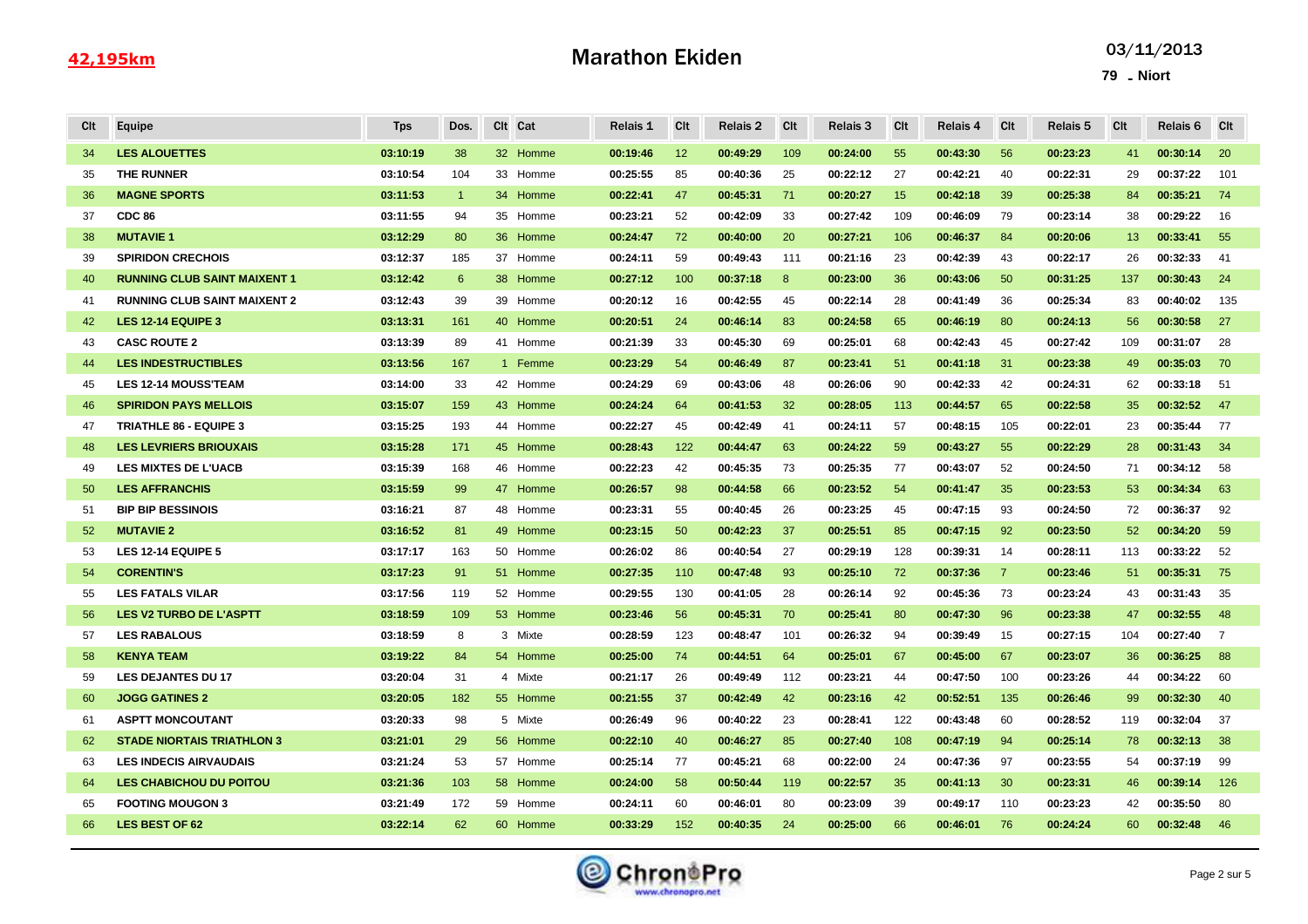42,195km

# Marathon Ekiden

03/11/2013

79 - Niort

| Clt | Equipe | Tps | Dos. | Clt | Cat | Relais 1 | Clt | Relais 2 | Clt | Relais 3 | Clt | Relais 4 | Clt | Relais 5 | Clt | Relais 6 | Clt |
|---|---|---|---|---|---|---|---|---|---|---|---|---|---|---|---|---|---|
| 34 | **LES ALOUETTES** | **03:10:19** | 38 | 32 | Homme | **00:19:46** | 12 | **00:49:29** | 109 | **00:24:00** | 55 | **00:43:30** | 56 | **00:23:23** | 41 | **00:30:14** | 20 |
| 35 | **THE RUNNER** | **03:10:54** | 104 | 33 | Homme | **00:25:55** | 85 | **00:40:36** | 25 | **00:22:12** | 27 | **00:42:21** | 40 | **00:22:31** | 29 | **00:37:22** | 101 |
| 36 | **MAGNE SPORTS** | **03:11:53** | 1 | 34 | Homme | **00:22:41** | 47 | **00:45:31** | 71 | **00:20:27** | 15 | **00:42:18** | 39 | **00:25:38** | 84 | **00:35:21** | 74 |
| 37 | **CDC 86** | **03:11:55** | 94 | 35 | Homme | **00:23:21** | 52 | **00:42:09** | 33 | **00:27:42** | 109 | **00:46:09** | 79 | **00:23:14** | 38 | **00:29:22** | 16 |
| 38 | **MUTAVIE 1** | **03:12:29** | 80 | 36 | Homme | **00:24:47** | 72 | **00:40:00** | 20 | **00:27:21** | 106 | **00:46:37** | 84 | **00:20:06** | 13 | **00:33:41** | 55 |
| 39 | **SPIRIDON CRECHOIS** | **03:12:37** | 185 | 37 | Homme | **00:24:11** | 59 | **00:49:43** | 111 | **00:21:16** | 23 | **00:42:39** | 43 | **00:22:17** | 26 | **00:32:33** | 41 |
| 40 | **RUNNING CLUB SAINT MAIXENT 1** | **03:12:42** | 6 | 38 | Homme | **00:27:12** | 100 | **00:37:18** | 8 | **00:23:00** | 36 | **00:43:06** | 50 | **00:31:25** | 137 | **00:30:43** | 24 |
| 41 | **RUNNING CLUB SAINT MAIXENT 2** | **03:12:43** | 39 | 39 | Homme | **00:20:12** | 16 | **00:42:55** | 45 | **00:22:14** | 28 | **00:41:49** | 36 | **00:25:34** | 83 | **00:40:02** | 135 |
| 42 | **LES 12-14 EQUIPE 3** | **03:13:31** | 161 | 40 | Homme | **00:20:51** | 24 | **00:46:14** | 83 | **00:24:58** | 65 | **00:46:19** | 80 | **00:24:13** | 56 | **00:30:58** | 27 |
| 43 | **CASC ROUTE 2** | **03:13:39** | 89 | 41 | Homme | **00:21:39** | 33 | **00:45:30** | 69 | **00:25:01** | 68 | **00:42:43** | 45 | **00:27:42** | 109 | **00:31:07** | 28 |
| 44 | **LES INDESTRUCTIBLES** | **03:13:56** | 167 | 1 | Femme | **00:23:29** | 54 | **00:46:49** | 87 | **00:23:41** | 51 | **00:41:18** | 31 | **00:23:38** | 49 | **00:35:03** | 70 |
| 45 | **LES 12-14 MOUSS'TEAM** | **03:14:00** | 33 | 42 | Homme | **00:24:29** | 69 | **00:43:06** | 48 | **00:26:06** | 90 | **00:42:33** | 42 | **00:24:31** | 62 | **00:33:18** | 51 |
| 46 | **SPIRIDON PAYS MELLOIS** | **03:15:07** | 159 | 43 | Homme | **00:24:24** | 64 | **00:41:53** | 32 | **00:28:05** | 113 | **00:44:57** | 65 | **00:22:58** | 35 | **00:32:52** | 47 |
| 47 | **TRIATHLE 86 - EQUIPE 3** | **03:15:25** | 193 | 44 | Homme | **00:22:27** | 45 | **00:42:49** | 41 | **00:24:11** | 57 | **00:48:15** | 105 | **00:22:01** | 23 | **00:35:44** | 77 |
| 48 | **LES LEVRIERS BRIOUXAIS** | **03:15:28** | 171 | 45 | Homme | **00:28:43** | 122 | **00:44:47** | 63 | **00:24:22** | 59 | **00:43:27** | 55 | **00:22:29** | 28 | **00:31:43** | 34 |
| 49 | **LES MIXTES DE L'UACB** | **03:15:39** | 168 | 46 | Homme | **00:22:23** | 42 | **00:45:35** | 73 | **00:25:35** | 77 | **00:43:07** | 52 | **00:24:50** | 71 | **00:34:12** | 58 |
| 50 | **LES AFFRANCHIS** | **03:15:59** | 99 | 47 | Homme | **00:26:57** | 98 | **00:44:58** | 66 | **00:23:52** | 54 | **00:41:47** | 35 | **00:23:53** | 53 | **00:34:34** | 63 |
| 51 | **BIP BIP BESSINOIS** | **03:16:21** | 87 | 48 | Homme | **00:23:31** | 55 | **00:40:45** | 26 | **00:23:25** | 45 | **00:47:15** | 93 | **00:24:50** | 72 | **00:36:37** | 92 |
| 52 | **MUTAVIE 2** | **03:16:52** | 81 | 49 | Homme | **00:23:15** | 50 | **00:42:23** | 37 | **00:25:51** | 85 | **00:47:15** | 92 | **00:23:50** | 52 | **00:34:20** | 59 |
| 53 | **LES 12-14 EQUIPE 5** | **03:17:17** | 163 | 50 | Homme | **00:26:02** | 86 | **00:40:54** | 27 | **00:29:19** | 128 | **00:39:31** | 14 | **00:28:11** | 113 | **00:33:22** | 52 |
| 54 | **CORENTIN'S** | **03:17:23** | 91 | 51 | Homme | **00:27:35** | 110 | **00:47:48** | 93 | **00:25:10** | 72 | **00:37:36** | 7 | **00:23:46** | 51 | **00:35:31** | 75 |
| 55 | **LES FATALS VILAR** | **03:17:56** | 119 | 52 | Homme | **00:29:55** | 130 | **00:41:05** | 28 | **00:26:14** | 92 | **00:45:36** | 73 | **00:23:24** | 43 | **00:31:43** | 35 |
| 56 | **LES V2 TURBO DE L'ASPTT** | **03:18:59** | 109 | 53 | Homme | **00:23:46** | 56 | **00:45:31** | 70 | **00:25:41** | 80 | **00:47:30** | 96 | **00:23:38** | 47 | **00:32:55** | 48 |
| 57 | **LES RABALOUS** | **03:18:59** | 8 | 3 | Mixte | **00:28:59** | 123 | **00:48:47** | 101 | **00:26:32** | 94 | **00:39:49** | 15 | **00:27:15** | 104 | **00:27:40** | 7 |
| 58 | **KENYA TEAM** | **03:19:22** | 84 | 54 | Homme | **00:25:00** | 74 | **00:44:51** | 64 | **00:25:01** | 67 | **00:45:00** | 67 | **00:23:07** | 36 | **00:36:25** | 88 |
| 59 | **LES DEJANTES DU 17** | **03:20:04** | 31 | 4 | Mixte | **00:21:17** | 26 | **00:49:49** | 112 | **00:23:21** | 44 | **00:47:50** | 100 | **00:23:26** | 44 | **00:34:22** | 60 |
| 60 | **JOGG GATINES 2** | **03:20:05** | 182 | 55 | Homme | **00:21:55** | 37 | **00:42:49** | 42 | **00:23:16** | 42 | **00:52:51** | 135 | **00:26:46** | 99 | **00:32:30** | 40 |
| 61 | **ASPTT MONCOUTANT** | **03:20:33** | 98 | 5 | Mixte | **00:26:49** | 96 | **00:40:22** | 23 | **00:28:41** | 122 | **00:43:48** | 60 | **00:28:52** | 119 | **00:32:04** | 37 |
| 62 | **STADE NIORTAIS TRIATHLON 3** | **03:21:01** | 29 | 56 | Homme | **00:22:10** | 40 | **00:46:27** | 85 | **00:27:40** | 108 | **00:47:19** | 94 | **00:25:14** | 78 | **00:32:13** | 38 |
| 63 | **LES INDECIS AIRVAUDAIS** | **03:21:24** | 53 | 57 | Homme | **00:25:14** | 77 | **00:45:21** | 68 | **00:22:00** | 24 | **00:47:36** | 97 | **00:23:55** | 54 | **00:37:19** | 99 |
| 64 | **LES CHABICHOU DU POITOU** | **03:21:36** | 103 | 58 | Homme | **00:24:00** | 58 | **00:50:44** | 119 | **00:22:57** | 35 | **00:41:13** | 30 | **00:23:31** | 46 | **00:39:14** | 126 |
| 65 | **FOOTING MOUGON 3** | **03:21:49** | 172 | 59 | Homme | **00:24:11** | 60 | **00:46:01** | 80 | **00:23:09** | 39 | **00:49:17** | 110 | **00:23:23** | 42 | **00:35:50** | 80 |
| 66 | **LES BEST OF 62** | **03:22:14** | 62 | 60 | Homme | **00:33:29** | 152 | **00:40:35** | 24 | **00:25:00** | 66 | **00:46:01** | 76 | **00:24:24** | 60 | **00:32:48** | 46 |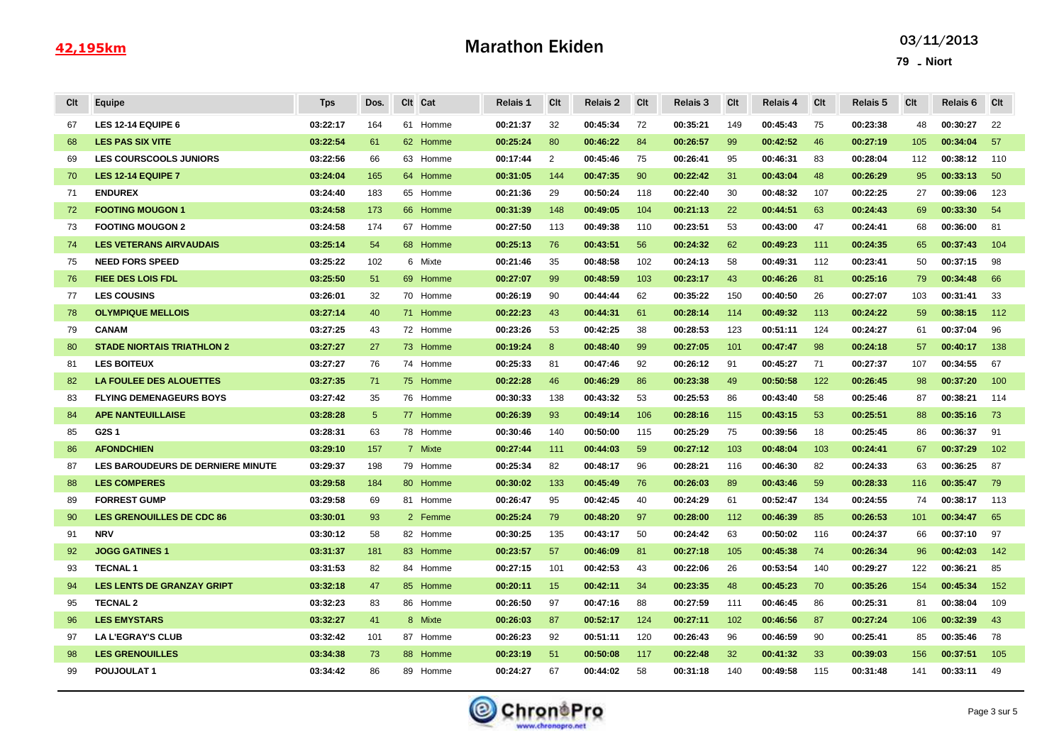42,195km

# Marathon Ekiden

03/11/2013

79 - Niort

| Clt | Equipe | Tps | Dos. | Clt | Cat | Relais 1 | Clt | Relais 2 | Clt | Relais 3 | Clt | Relais 4 | Clt | Relais 5 | Clt | Relais 6 | Clt |
|---|---|---|---|---|---|---|---|---|---|---|---|---|---|---|---|---|---|
| 67 | LES 12-14 EQUIPE 6 | 03:22:17 | 164 | 61 | Homme | 00:21:37 | 32 | 00:45:34 | 72 | 00:35:21 | 149 | 00:45:43 | 75 | 00:23:38 | 48 | 00:30:27 | 22 |
| 68 | LES PAS SIX VITE | 03:22:54 | 61 | 62 | Homme | 00:25:24 | 80 | 00:46:22 | 84 | 00:26:57 | 99 | 00:42:52 | 46 | 00:27:19 | 105 | 00:34:04 | 57 |
| 69 | LES COURSCOOLS JUNIORS | 03:22:56 | 66 | 63 | Homme | 00:17:44 | 2 | 00:45:46 | 75 | 00:26:41 | 95 | 00:46:31 | 83 | 00:28:04 | 112 | 00:38:12 | 110 |
| 70 | LES 12-14 EQUIPE 7 | 03:24:04 | 165 | 64 | Homme | 00:31:05 | 144 | 00:47:35 | 90 | 00:22:42 | 31 | 00:43:04 | 48 | 00:26:29 | 95 | 00:33:13 | 50 |
| 71 | ENDUREX | 03:24:40 | 183 | 65 | Homme | 00:21:36 | 29 | 00:50:24 | 118 | 00:22:40 | 30 | 00:48:32 | 107 | 00:22:25 | 27 | 00:39:06 | 123 |
| 72 | FOOTING MOUGON 1 | 03:24:58 | 173 | 66 | Homme | 00:31:39 | 148 | 00:49:05 | 104 | 00:21:13 | 22 | 00:44:51 | 63 | 00:24:43 | 69 | 00:33:30 | 54 |
| 73 | FOOTING MOUGON 2 | 03:24:58 | 174 | 67 | Homme | 00:27:50 | 113 | 00:49:38 | 110 | 00:23:51 | 53 | 00:43:00 | 47 | 00:24:41 | 68 | 00:36:00 | 81 |
| 74 | LES VETERANS AIRVAUDAIS | 03:25:14 | 54 | 68 | Homme | 00:25:13 | 76 | 00:43:51 | 56 | 00:24:32 | 62 | 00:49:23 | 111 | 00:24:35 | 65 | 00:37:43 | 104 |
| 75 | NEED FORS SPEED | 03:25:22 | 102 | 6 | Mixte | 00:21:46 | 35 | 00:48:58 | 102 | 00:24:13 | 58 | 00:49:31 | 112 | 00:23:41 | 50 | 00:37:15 | 98 |
| 76 | FIEE DES LOIS FDL | 03:25:50 | 51 | 69 | Homme | 00:27:07 | 99 | 00:48:59 | 103 | 00:23:17 | 43 | 00:46:26 | 81 | 00:25:16 | 79 | 00:34:48 | 66 |
| 77 | LES COUSINS | 03:26:01 | 32 | 70 | Homme | 00:26:19 | 90 | 00:44:44 | 62 | 00:35:22 | 150 | 00:40:50 | 26 | 00:27:07 | 103 | 00:31:41 | 33 |
| 78 | OLYMPIQUE MELLOIS | 03:27:14 | 40 | 71 | Homme | 00:22:23 | 43 | 00:44:31 | 61 | 00:28:14 | 114 | 00:49:32 | 113 | 00:24:22 | 59 | 00:38:15 | 112 |
| 79 | CANAM | 03:27:25 | 43 | 72 | Homme | 00:23:26 | 53 | 00:42:25 | 38 | 00:28:53 | 123 | 00:51:11 | 124 | 00:24:27 | 61 | 00:37:04 | 96 |
| 80 | STADE NIORTAIS TRIATHLON 2 | 03:27:27 | 27 | 73 | Homme | 00:19:24 | 8 | 00:48:40 | 99 | 00:27:05 | 101 | 00:47:47 | 98 | 00:24:18 | 57 | 00:40:17 | 138 |
| 81 | LES BOITEUX | 03:27:27 | 76 | 74 | Homme | 00:25:33 | 81 | 00:47:46 | 92 | 00:26:12 | 91 | 00:45:27 | 71 | 00:27:37 | 107 | 00:34:55 | 67 |
| 82 | LA FOULEE DES ALOUETTES | 03:27:35 | 71 | 75 | Homme | 00:22:28 | 46 | 00:46:29 | 86 | 00:23:38 | 49 | 00:50:58 | 122 | 00:26:45 | 98 | 00:37:20 | 100 |
| 83 | FLYING DEMENAGEURS BOYS | 03:27:42 | 35 | 76 | Homme | 00:30:33 | 138 | 00:43:32 | 53 | 00:25:53 | 86 | 00:43:40 | 58 | 00:25:46 | 87 | 00:38:21 | 114 |
| 84 | APE NANTEUILLAISE | 03:28:28 | 5 | 77 | Homme | 00:26:39 | 93 | 00:49:14 | 106 | 00:28:16 | 115 | 00:43:15 | 53 | 00:25:51 | 88 | 00:35:16 | 73 |
| 85 | G2S 1 | 03:28:31 | 63 | 78 | Homme | 00:30:46 | 140 | 00:50:00 | 115 | 00:25:29 | 75 | 00:39:56 | 18 | 00:25:45 | 86 | 00:36:37 | 91 |
| 86 | AFONDCHIEN | 03:29:10 | 157 | 7 | Mixte | 00:27:44 | 111 | 00:44:03 | 59 | 00:27:12 | 103 | 00:48:04 | 103 | 00:24:41 | 67 | 00:37:29 | 102 |
| 87 | LES BAROUDEURS DE DERNIERE MINUTE | 03:29:37 | 198 | 79 | Homme | 00:25:34 | 82 | 00:48:17 | 96 | 00:28:21 | 116 | 00:46:30 | 82 | 00:24:33 | 63 | 00:36:25 | 87 |
| 88 | LES COMPERES | 03:29:58 | 184 | 80 | Homme | 00:30:02 | 133 | 00:45:49 | 76 | 00:26:03 | 89 | 00:43:46 | 59 | 00:28:33 | 116 | 00:35:47 | 79 |
| 89 | FORREST GUMP | 03:29:58 | 69 | 81 | Homme | 00:26:47 | 95 | 00:42:45 | 40 | 00:24:29 | 61 | 00:52:47 | 134 | 00:24:55 | 74 | 00:38:17 | 113 |
| 90 | LES GRENOUILLES DE CDC 86 | 03:30:01 | 93 | 2 | Femme | 00:25:24 | 79 | 00:48:20 | 97 | 00:28:00 | 112 | 00:46:39 | 85 | 00:26:53 | 101 | 00:34:47 | 65 |
| 91 | NRV | 03:30:12 | 58 | 82 | Homme | 00:30:25 | 135 | 00:43:17 | 50 | 00:24:42 | 63 | 00:50:02 | 116 | 00:24:37 | 66 | 00:37:10 | 97 |
| 92 | JOGG GATINES 1 | 03:31:37 | 181 | 83 | Homme | 00:23:57 | 57 | 00:46:09 | 81 | 00:27:18 | 105 | 00:45:38 | 74 | 00:26:34 | 96 | 00:42:03 | 142 |
| 93 | TECNAL 1 | 03:31:53 | 82 | 84 | Homme | 00:27:15 | 101 | 00:42:53 | 43 | 00:22:06 | 26 | 00:53:54 | 140 | 00:29:27 | 122 | 00:36:21 | 85 |
| 94 | LES LENTS DE GRANZAY GRIPT | 03:32:18 | 47 | 85 | Homme | 00:20:11 | 15 | 00:42:11 | 34 | 00:23:35 | 48 | 00:45:23 | 70 | 00:35:26 | 154 | 00:45:34 | 152 |
| 95 | TECNAL 2 | 03:32:23 | 83 | 86 | Homme | 00:26:50 | 97 | 00:47:16 | 88 | 00:27:59 | 111 | 00:46:45 | 86 | 00:25:31 | 81 | 00:38:04 | 109 |
| 96 | LES EMYSTARS | 03:32:27 | 41 | 8 | Mixte | 00:26:03 | 87 | 00:52:17 | 124 | 00:27:11 | 102 | 00:46:56 | 87 | 00:27:24 | 106 | 00:32:39 | 43 |
| 97 | LA L'EGRAY'S CLUB | 03:32:42 | 101 | 87 | Homme | 00:26:23 | 92 | 00:51:11 | 120 | 00:26:43 | 96 | 00:46:59 | 90 | 00:25:41 | 85 | 00:35:46 | 78 |
| 98 | LES GRENOUILLES | 03:34:38 | 73 | 88 | Homme | 00:23:19 | 51 | 00:50:08 | 117 | 00:22:48 | 32 | 00:41:32 | 33 | 00:39:03 | 156 | 00:37:51 | 105 |
| 99 | POUJOULAT 1 | 03:34:42 | 86 | 89 | Homme | 00:24:27 | 67 | 00:44:02 | 58 | 00:31:18 | 140 | 00:49:58 | 115 | 00:31:48 | 141 | 00:33:11 | 49 |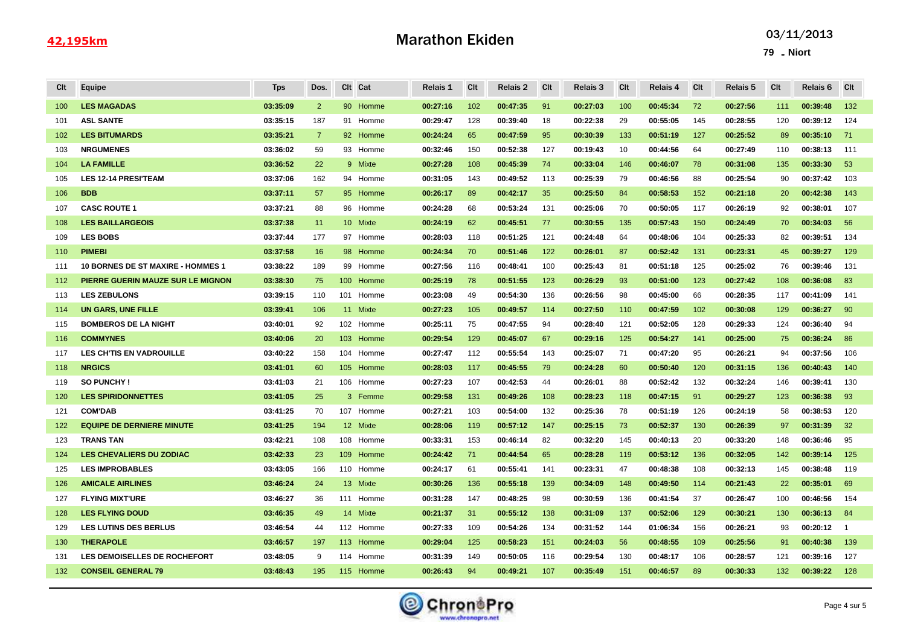**42,195km**

# Marathon Ekiden

03/11/2013

79 - Niort

| Clt | Equipe | Tps | Dos. | Clt | Cat | Relais 1 | Clt | Relais 2 | Clt | Relais 3 | Clt | Relais 4 | Clt | Relais 5 | Clt | Relais 6 | Clt |
|---|---|---|---|---|---|---|---|---|---|---|---|---|---|---|---|---|---|
| 100 | LES MAGADAS | 03:35:09 | 2 | 90 | Homme | 00:27:16 | 102 | 00:47:35 | 91 | 00:27:03 | 100 | 00:45:34 | 72 | 00:27:56 | 111 | 00:39:48 | 132 |
| 101 | ASL SANTE | 03:35:15 | 187 | 91 | Homme | 00:29:47 | 128 | 00:39:40 | 18 | 00:22:38 | 29 | 00:55:05 | 145 | 00:28:55 | 120 | 00:39:12 | 124 |
| 102 | LES BITUMARDS | 03:35:21 | 7 | 92 | Homme | 00:24:24 | 65 | 00:47:59 | 95 | 00:30:39 | 133 | 00:51:19 | 127 | 00:25:52 | 89 | 00:35:10 | 71 |
| 103 | NRGUMENES | 03:36:02 | 59 | 93 | Homme | 00:32:46 | 150 | 00:52:38 | 127 | 00:19:43 | 10 | 00:44:56 | 64 | 00:27:49 | 110 | 00:38:13 | 111 |
| 104 | LA FAMILLE | 03:36:52 | 22 | 9 | Mixte | 00:27:28 | 108 | 00:45:39 | 74 | 00:33:04 | 146 | 00:46:07 | 78 | 00:31:08 | 135 | 00:33:30 | 53 |
| 105 | LES 12-14 PRESI'TEAM | 03:37:06 | 162 | 94 | Homme | 00:31:05 | 143 | 00:49:52 | 113 | 00:25:39 | 79 | 00:46:56 | 88 | 00:25:54 | 90 | 00:37:42 | 103 |
| 106 | BDB | 03:37:11 | 57 | 95 | Homme | 00:26:17 | 89 | 00:42:17 | 35 | 00:25:50 | 84 | 00:58:53 | 152 | 00:21:18 | 20 | 00:42:38 | 143 |
| 107 | CASC ROUTE 1 | 03:37:21 | 88 | 96 | Homme | 00:24:28 | 68 | 00:53:24 | 131 | 00:25:06 | 70 | 00:50:05 | 117 | 00:26:19 | 92 | 00:38:01 | 107 |
| 108 | LES BAILLARGEOIS | 03:37:38 | 11 | 10 | Mixte | 00:24:19 | 62 | 00:45:51 | 77 | 00:30:55 | 135 | 00:57:43 | 150 | 00:24:49 | 70 | 00:34:03 | 56 |
| 109 | LES BOBS | 03:37:44 | 177 | 97 | Homme | 00:28:03 | 118 | 00:51:25 | 121 | 00:24:48 | 64 | 00:48:06 | 104 | 00:25:33 | 82 | 00:39:51 | 134 |
| 110 | PIMEBI | 03:37:58 | 16 | 98 | Homme | 00:24:34 | 70 | 00:51:46 | 122 | 00:26:01 | 87 | 00:52:42 | 131 | 00:23:31 | 45 | 00:39:27 | 129 |
| 111 | 10 BORNES DE ST MAXIRE - HOMMES 1 | 03:38:22 | 189 | 99 | Homme | 00:27:56 | 116 | 00:48:41 | 100 | 00:25:43 | 81 | 00:51:18 | 125 | 00:25:02 | 76 | 00:39:46 | 131 |
| 112 | PIERRE GUERIN MAUZE SUR LE MIGNON | 03:38:30 | 75 | 100 | Homme | 00:25:19 | 78 | 00:51:55 | 123 | 00:26:29 | 93 | 00:51:00 | 123 | 00:27:42 | 108 | 00:36:08 | 83 |
| 113 | LES ZEBULONS | 03:39:15 | 110 | 101 | Homme | 00:23:08 | 49 | 00:54:30 | 136 | 00:26:56 | 98 | 00:45:00 | 66 | 00:28:35 | 117 | 00:41:09 | 141 |
| 114 | UN GARS, UNE FILLE | 03:39:41 | 106 | 11 | Mixte | 00:27:23 | 105 | 00:49:57 | 114 | 00:27:50 | 110 | 00:47:59 | 102 | 00:30:08 | 129 | 00:36:27 | 90 |
| 115 | BOMBEROS DE LA NIGHT | 03:40:01 | 92 | 102 | Homme | 00:25:11 | 75 | 00:47:55 | 94 | 00:28:40 | 121 | 00:52:05 | 128 | 00:29:33 | 124 | 00:36:40 | 94 |
| 116 | COMMYNES | 03:40:06 | 20 | 103 | Homme | 00:29:54 | 129 | 00:45:07 | 67 | 00:29:16 | 125 | 00:54:27 | 141 | 00:25:00 | 75 | 00:36:24 | 86 |
| 117 | LES CH'TIS EN VADROUILLE | 03:40:22 | 158 | 104 | Homme | 00:27:47 | 112 | 00:55:54 | 143 | 00:25:07 | 71 | 00:47:20 | 95 | 00:26:21 | 94 | 00:37:56 | 106 |
| 118 | NRGICS | 03:41:01 | 60 | 105 | Homme | 00:28:03 | 117 | 00:45:55 | 79 | 00:24:28 | 60 | 00:50:40 | 120 | 00:31:15 | 136 | 00:40:43 | 140 |
| 119 | SO PUNCHY ! | 03:41:03 | 21 | 106 | Homme | 00:27:23 | 107 | 00:42:53 | 44 | 00:26:01 | 88 | 00:52:42 | 132 | 00:32:24 | 146 | 00:39:41 | 130 |
| 120 | LES SPIRIDONNETTES | 03:41:05 | 25 | 3 | Femme | 00:29:58 | 131 | 00:49:26 | 108 | 00:28:23 | 118 | 00:47:15 | 91 | 00:29:27 | 123 | 00:36:38 | 93 |
| 121 | COM'DAB | 03:41:25 | 70 | 107 | Homme | 00:27:21 | 103 | 00:54:00 | 132 | 00:25:36 | 78 | 00:51:19 | 126 | 00:24:19 | 58 | 00:38:53 | 120 |
| 122 | EQUIPE DE DERNIERE MINUTE | 03:41:25 | 194 | 12 | Mixte | 00:28:06 | 119 | 00:57:12 | 147 | 00:25:15 | 73 | 00:52:37 | 130 | 00:26:39 | 97 | 00:31:39 | 32 |
| 123 | TRANS TAN | 03:42:21 | 108 | 108 | Homme | 00:33:31 | 153 | 00:46:14 | 82 | 00:32:20 | 145 | 00:40:13 | 20 | 00:33:20 | 148 | 00:36:46 | 95 |
| 124 | LES CHEVALIERS DU ZODIAC | 03:42:33 | 23 | 109 | Homme | 00:24:42 | 71 | 00:44:54 | 65 | 00:28:28 | 119 | 00:53:12 | 136 | 00:32:05 | 142 | 00:39:14 | 125 |
| 125 | LES IMPROBABLES | 03:43:05 | 166 | 110 | Homme | 00:24:17 | 61 | 00:55:41 | 141 | 00:23:31 | 47 | 00:48:38 | 108 | 00:32:13 | 145 | 00:38:48 | 119 |
| 126 | AMICALE AIRLINES | 03:46:24 | 24 | 13 | Mixte | 00:30:26 | 136 | 00:55:18 | 139 | 00:34:09 | 148 | 00:49:50 | 114 | 00:21:43 | 22 | 00:35:01 | 69 |
| 127 | FLYING MIXT'URE | 03:46:27 | 36 | 111 | Homme | 00:31:28 | 147 | 00:48:25 | 98 | 00:30:59 | 136 | 00:41:54 | 37 | 00:26:47 | 100 | 00:46:56 | 154 |
| 128 | LES FLYING DOUD | 03:46:35 | 49 | 14 | Mixte | 00:21:37 | 31 | 00:55:12 | 138 | 00:31:09 | 137 | 00:52:06 | 129 | 00:30:21 | 130 | 00:36:13 | 84 |
| 129 | LES LUTINS DES BERLUS | 03:46:54 | 44 | 112 | Homme | 00:27:33 | 109 | 00:54:26 | 134 | 00:31:52 | 144 | 01:06:34 | 156 | 00:26:21 | 93 | 00:20:12 | 1 |
| 130 | THERAPOLE | 03:46:57 | 197 | 113 | Homme | 00:29:04 | 125 | 00:58:23 | 151 | 00:24:03 | 56 | 00:48:55 | 109 | 00:25:56 | 91 | 00:40:38 | 139 |
| 131 | LES DEMOISELLES DE ROCHEFORT | 03:48:05 | 9 | 114 | Homme | 00:31:39 | 149 | 00:50:05 | 116 | 00:29:54 | 130 | 00:48:17 | 106 | 00:28:57 | 121 | 00:39:16 | 127 |
| 132 | CONSEIL GENERAL 79 | 03:48:43 | 195 | 115 | Homme | 00:26:43 | 94 | 00:49:21 | 107 | 00:35:49 | 151 | 00:46:57 | 89 | 00:30:33 | 132 | 00:39:22 | 128 |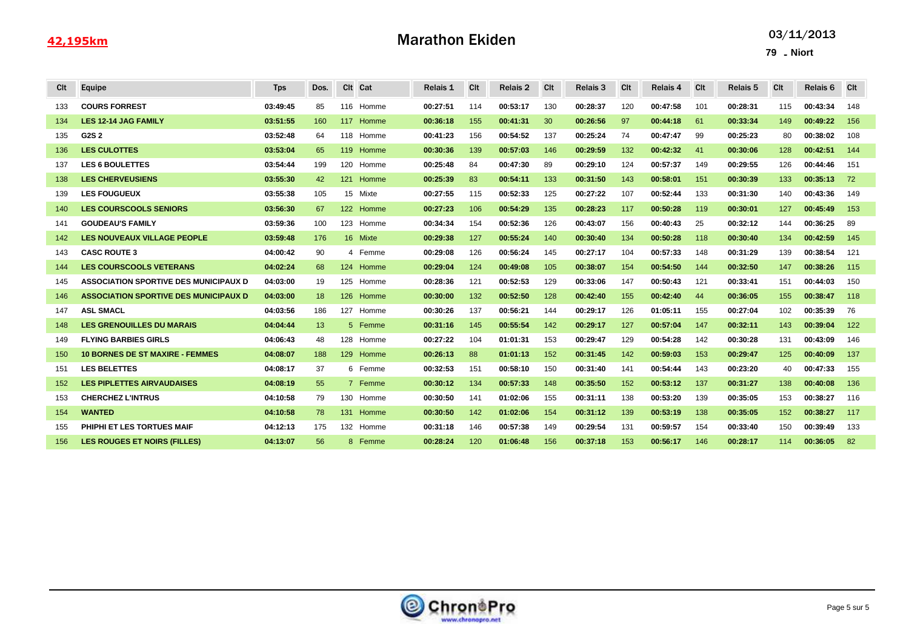42,195km

# Marathon Ekiden

03/11/2013

79 _ Niort

| Clt | Equipe | Tps | Dos. | Clt | Cat | Relais 1 | Clt | Relais 2 | Clt | Relais 3 | Clt | Relais 4 | Clt | Relais 5 | Clt | Relais 6 | Clt |
|---|---|---|---|---|---|---|---|---|---|---|---|---|---|---|---|---|---|
| 133 | COURS FORREST | 03:49:45 | 85 | 116 | Homme | 00:27:51 | 114 | 00:53:17 | 130 | 00:28:37 | 120 | 00:47:58 | 101 | 00:28:31 | 115 | 00:43:34 | 148 |
| 134 | LES 12-14 JAG FAMILY | 03:51:55 | 160 | 117 | Homme | 00:36:18 | 155 | 00:41:31 | 30 | 00:26:56 | 97 | 00:44:18 | 61 | 00:33:34 | 149 | 00:49:22 | 156 |
| 135 | G2S 2 | 03:52:48 | 64 | 118 | Homme | 00:41:23 | 156 | 00:54:52 | 137 | 00:25:24 | 74 | 00:47:47 | 99 | 00:25:23 | 80 | 00:38:02 | 108 |
| 136 | LES CULOTTES | 03:53:04 | 65 | 119 | Homme | 00:30:36 | 139 | 00:57:03 | 146 | 00:29:59 | 132 | 00:42:32 | 41 | 00:30:06 | 128 | 00:42:51 | 144 |
| 137 | LES 6 BOULETTES | 03:54:44 | 199 | 120 | Homme | 00:25:48 | 84 | 00:47:30 | 89 | 00:29:10 | 124 | 00:57:37 | 149 | 00:29:55 | 126 | 00:44:46 | 151 |
| 138 | LES CHERVEUSIENS | 03:55:30 | 42 | 121 | Homme | 00:25:39 | 83 | 00:54:11 | 133 | 00:31:50 | 143 | 00:58:01 | 151 | 00:30:39 | 133 | 00:35:13 | 72 |
| 139 | LES FOUGUEUX | 03:55:38 | 105 | 15 | Mixte | 00:27:55 | 115 | 00:52:33 | 125 | 00:27:22 | 107 | 00:52:44 | 133 | 00:31:30 | 140 | 00:43:36 | 149 |
| 140 | LES COURSCOOLS SENIORS | 03:56:30 | 67 | 122 | Homme | 00:27:23 | 106 | 00:54:29 | 135 | 00:28:23 | 117 | 00:50:28 | 119 | 00:30:01 | 127 | 00:45:49 | 153 |
| 141 | GOUDEAU'S FAMILY | 03:59:36 | 100 | 123 | Homme | 00:34:34 | 154 | 00:52:36 | 126 | 00:43:07 | 156 | 00:40:43 | 25 | 00:32:12 | 144 | 00:36:25 | 89 |
| 142 | LES NOUVEAUX VILLAGE PEOPLE | 03:59:48 | 176 | 16 | Mixte | 00:29:38 | 127 | 00:55:24 | 140 | 00:30:40 | 134 | 00:50:28 | 118 | 00:30:40 | 134 | 00:42:59 | 145 |
| 143 | CASC ROUTE 3 | 04:00:42 | 90 | 4 | Femme | 00:29:08 | 126 | 00:56:24 | 145 | 00:27:17 | 104 | 00:57:33 | 148 | 00:31:29 | 139 | 00:38:54 | 121 |
| 144 | LES COURSCOOLS VETERANS | 04:02:24 | 68 | 124 | Homme | 00:29:04 | 124 | 00:49:08 | 105 | 00:38:07 | 154 | 00:54:50 | 144 | 00:32:50 | 147 | 00:38:26 | 115 |
| 145 | ASSOCIATION SPORTIVE DES MUNICIPAUX D | 04:03:00 | 19 | 125 | Homme | 00:28:36 | 121 | 00:52:53 | 129 | 00:33:06 | 147 | 00:50:43 | 121 | 00:33:41 | 151 | 00:44:03 | 150 |
| 146 | ASSOCIATION SPORTIVE DES MUNICIPAUX D | 04:03:00 | 18 | 126 | Homme | 00:30:00 | 132 | 00:52:50 | 128 | 00:42:40 | 155 | 00:42:40 | 44 | 00:36:05 | 155 | 00:38:47 | 118 |
| 147 | ASL SMACL | 04:03:56 | 186 | 127 | Homme | 00:30:26 | 137 | 00:56:21 | 144 | 00:29:17 | 126 | 01:05:11 | 155 | 00:27:04 | 102 | 00:35:39 | 76 |
| 148 | LES GRENOUILLES DU MARAIS | 04:04:44 | 13 | 5 | Femme | 00:31:16 | 145 | 00:55:54 | 142 | 00:29:17 | 127 | 00:57:04 | 147 | 00:32:11 | 143 | 00:39:04 | 122 |
| 149 | FLYING BARBIES GIRLS | 04:06:43 | 48 | 128 | Homme | 00:27:22 | 104 | 01:01:31 | 153 | 00:29:47 | 129 | 00:54:28 | 142 | 00:30:28 | 131 | 00:43:09 | 146 |
| 150 | 10 BORNES DE ST MAXIRE - FEMMES | 04:08:07 | 188 | 129 | Homme | 00:26:13 | 88 | 01:01:13 | 152 | 00:31:45 | 142 | 00:59:03 | 153 | 00:29:47 | 125 | 00:40:09 | 137 |
| 151 | LES BELETTES | 04:08:17 | 37 | 6 | Femme | 00:32:53 | 151 | 00:58:10 | 150 | 00:31:40 | 141 | 00:54:44 | 143 | 00:23:20 | 40 | 00:47:33 | 155 |
| 152 | LES PIPLETTES AIRVAUDAISES | 04:08:19 | 55 | 7 | Femme | 00:30:12 | 134 | 00:57:33 | 148 | 00:35:50 | 152 | 00:53:12 | 137 | 00:31:27 | 138 | 00:40:08 | 136 |
| 153 | CHERCHEZ L'INTRUS | 04:10:58 | 79 | 130 | Homme | 00:30:50 | 141 | 01:02:06 | 155 | 00:31:11 | 138 | 00:53:20 | 139 | 00:35:05 | 153 | 00:38:27 | 116 |
| 154 | WANTED | 04:10:58 | 78 | 131 | Homme | 00:30:50 | 142 | 01:02:06 | 154 | 00:31:12 | 139 | 00:53:19 | 138 | 00:35:05 | 152 | 00:38:27 | 117 |
| 155 | PHIPHI ET LES TORTUES MAIF | 04:12:13 | 175 | 132 | Homme | 00:31:18 | 146 | 00:57:38 | 149 | 00:29:54 | 131 | 00:59:57 | 154 | 00:33:40 | 150 | 00:39:49 | 133 |
| 156 | LES ROUGES ET NOIRS (FILLES) | 04:13:07 | 56 | 8 | Femme | 00:28:24 | 120 | 01:06:48 | 156 | 00:37:18 | 153 | 00:56:17 | 146 | 00:28:17 | 114 | 00:36:05 | 82 |

ChronoPro
www.chronopro.net